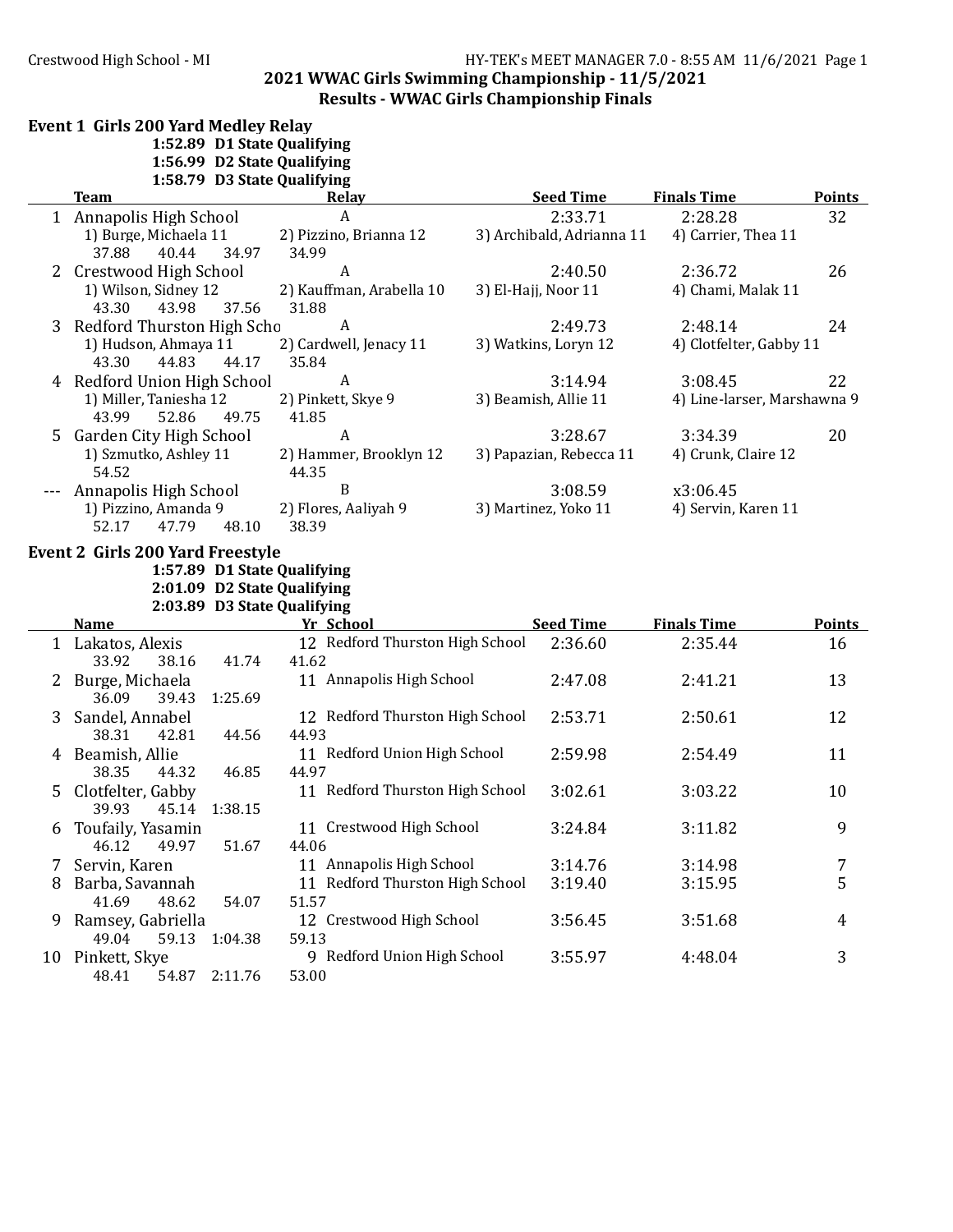## 2021 WWAC Girls Swimming Championship - 11/5/2021

### Results - WWAC Girls Championship Finals

**Event 1 Girls 200 Yard Medley Relay**

**1:52.89 D1 State Qualifying**
**1:56.99 D2 State Qualifying**
**1:58.79 D3 State Qualifying**

| | Team | Relay | Seed Time | Finals Time | Points |
|---|---|---|---|---|---|
| 1 | Annapolis High School | A | 2:33.71 | 2:28.28 | 32 |
| | 1) Burge, Michaela 11 | 2) Pizzino, Brianna 12 | 3) Archibald, Adrianna 11 | 4) Carrier, Thea 11 | |
| | 37.88 40.44 34.97 | 34.99 | | | |
| 2 | Crestwood High School | A | 2:40.50 | 2:36.72 | 26 |
| | 1) Wilson, Sidney 12 | 2) Kauffman, Arabella 10 | 3) El-Hajj, Noor 11 | 4) Chami, Malak 11 | |
| | 43.30 43.98 37.56 | 31.88 | | | |
| 3 | Redford Thurston High Scho | A | 2:49.73 | 2:48.14 | 24 |
| | 1) Hudson, Ahmaya 11 | 2) Cardwell, Jenacy 11 | 3) Watkins, Loryn 12 | 4) Clotfelter, Gabby 11 | |
| | 43.30 44.83 44.17 | 35.84 | | | |
| 4 | Redford Union High School | A | 3:14.94 | 3:08.45 | 22 |
| | 1) Miller, Taniesha 12 | 2) Pinkett, Skye 9 | 3) Beamish, Allie 11 | 4) Line-larser, Marshawna 9 | |
| | 43.99 52.86 49.75 | 41.85 | | | |
| 5 | Garden City High School | A | 3:28.67 | 3:34.39 | 20 |
| | 1) Szmutko, Ashley 11 | 2) Hammer, Brooklyn 12 | 3) Papazian, Rebecca 11 | 4) Crunk, Claire 12 | |
| | 54.52 | 44.35 | | | |
| --- | Annapolis High School | B | 3:08.59 | x3:06.45 | |
| | 1) Pizzino, Amanda 9 | 2) Flores, Aaliyah 9 | 3) Martinez, Yoko 11 | 4) Servin, Karen 11 | |
| | 52.17 47.79 48.10 | 38.39 | | | |

**Event 2 Girls 200 Yard Freestyle**

**1:57.89 D1 State Qualifying**
**2:01.09 D2 State Qualifying**
**2:03.89 D3 State Qualifying**

| | Name | Yr | School | Seed Time | Finals Time | Points |
|---|---|---|---|---|---|---|
| 1 | Lakatos, Alexis | 12 | Redford Thurston High School | 2:36.60 | 2:35.44 | 16 |
| | 33.92 38.16 41.74 41.62 | | | | | |
| 2 | Burge, Michaela | 11 | Annapolis High School | 2:47.08 | 2:41.21 | 13 |
| | 36.09 39.43 1:25.69 | | | | | |
| 3 | Sandel, Annabel | 12 | Redford Thurston High School | 2:53.71 | 2:50.61 | 12 |
| | 38.31 42.81 44.56 44.93 | | | | | |
| 4 | Beamish, Allie | 11 | Redford Union High School | 2:59.98 | 2:54.49 | 11 |
| | 38.35 44.32 46.85 44.97 | | | | | |
| 5 | Clotfelter, Gabby | 11 | Redford Thurston High School | 3:02.61 | 3:03.22 | 10 |
| | 39.93 45.14 1:38.15 | | | | | |
| 6 | Toufaily, Yasamin | 11 | Crestwood High School | 3:24.84 | 3:11.82 | 9 |
| | 46.12 49.97 51.67 44.06 | | | | | |
| 7 | Servin, Karen | 11 | Annapolis High School | 3:14.76 | 3:14.98 | 7 |
| 8 | Barba, Savannah | 11 | Redford Thurston High School | 3:19.40 | 3:15.95 | 5 |
| | 41.69 48.62 54.07 51.57 | | | | | |
| 9 | Ramsey, Gabriella | 12 | Crestwood High School | 3:56.45 | 3:51.68 | 4 |
| | 49.04 59.13 1:04.38 59.13 | | | | | |
| 10 | Pinkett, Skye | 9 | Redford Union High School | 3:55.97 | 4:48.04 | 3 |
| | 48.41 54.87 2:11.76 53.00 | | | | | |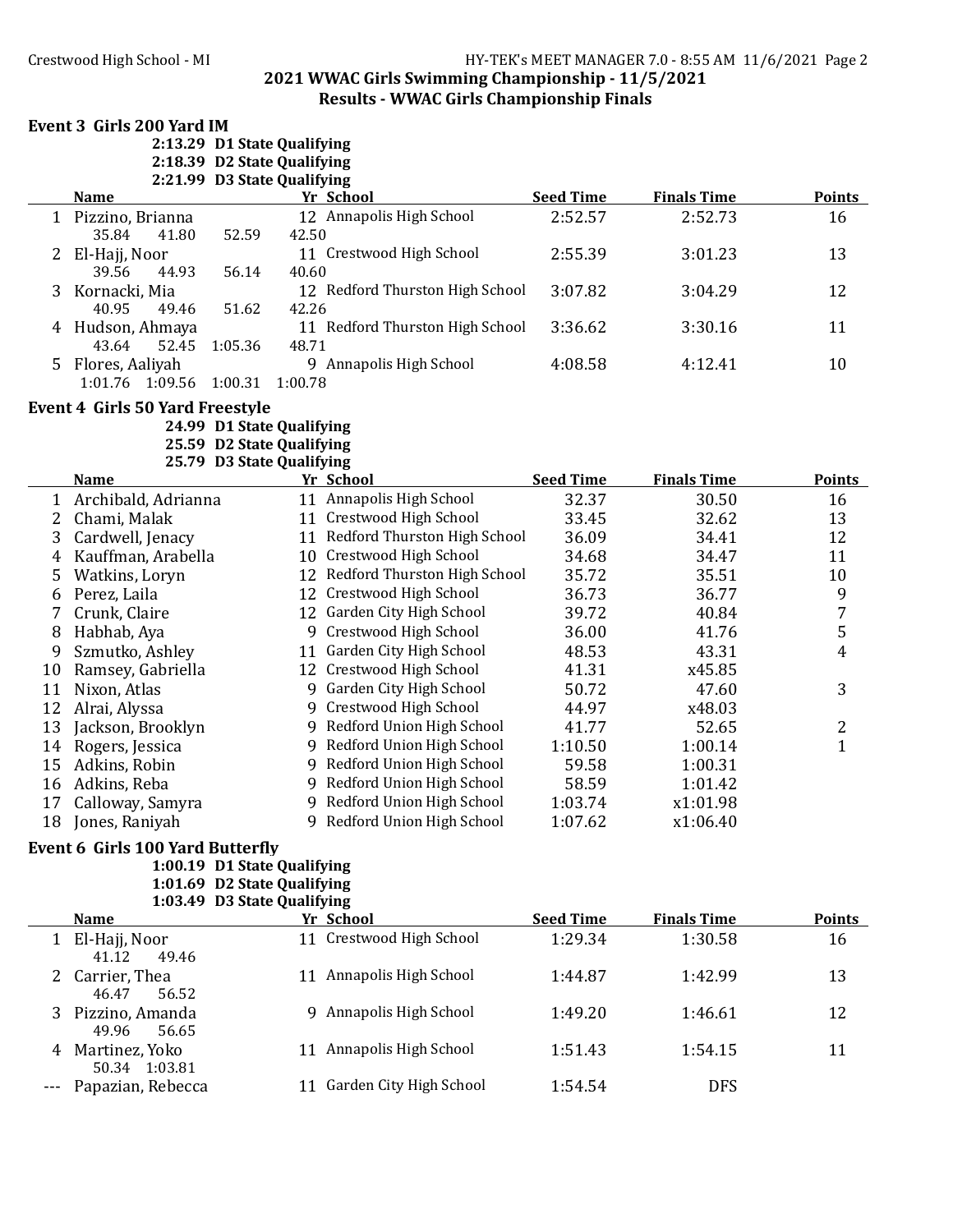## 2021 WWAC Girls Swimming Championship - 11/5/2021

### Results - WWAC Girls Championship Finals

#### Event 3 Girls 200 Yard IM

2:13.29 D1 State Qualifying
2:18.39 D2 State Qualifying
2:21.99 D3 State Qualifying

| | Name | Yr | School | Seed Time | Finals Time | Points |
|---|---|---|---|---|---|---|
| 1 | Pizzino, Brianna | 12 | Annapolis High School | 2:52.57 | 2:52.73 | 16 |
| | 35.84 41.80 52.59 42.50 | | | | | |
| 2 | El-Hajj, Noor | 11 | Crestwood High School | 2:55.39 | 3:01.23 | 13 |
| | 39.56 44.93 56.14 40.60 | | | | | |
| 3 | Kornacki, Mia | 12 | Redford Thurston High School | 3:07.82 | 3:04.29 | 12 |
| | 40.95 49.46 51.62 42.26 | | | | | |
| 4 | Hudson, Ahmaya | 11 | Redford Thurston High School | 3:36.62 | 3:30.16 | 11 |
| | 43.64 52.45 1:05.36 48.71 | | | | | |
| 5 | Flores, Aaliyah | 9 | Annapolis High School | 4:08.58 | 4:12.41 | 10 |
| | 1:01.76 1:09.56 1:00.31 1:00.78 | | | | | |

#### Event 4 Girls 50 Yard Freestyle

24.99 D1 State Qualifying
25.59 D2 State Qualifying
25.79 D3 State Qualifying

| | Name | Yr | School | Seed Time | Finals Time | Points |
|---|---|---|---|---|---|---|
| 1 | Archibald, Adrianna | 11 | Annapolis High School | 32.37 | 30.50 | 16 |
| 2 | Chami, Malak | 11 | Crestwood High School | 33.45 | 32.62 | 13 |
| 3 | Cardwell, Jenacy | 11 | Redford Thurston High School | 36.09 | 34.41 | 12 |
| 4 | Kauffman, Arabella | 10 | Crestwood High School | 34.68 | 34.47 | 11 |
| 5 | Watkins, Loryn | 12 | Redford Thurston High School | 35.72 | 35.51 | 10 |
| 6 | Perez, Laila | 12 | Crestwood High School | 36.73 | 36.77 | 9 |
| 7 | Crunk, Claire | 12 | Garden City High School | 39.72 | 40.84 | 7 |
| 8 | Habhab, Aya | 9 | Crestwood High School | 36.00 | 41.76 | 5 |
| 9 | Szmutko, Ashley | 11 | Garden City High School | 48.53 | 43.31 | 4 |
| 10 | Ramsey, Gabriella | 12 | Crestwood High School | 41.31 | x45.85 | |
| 11 | Nixon, Atlas | 9 | Garden City High School | 50.72 | 47.60 | 3 |
| 12 | Alrai, Alyssa | 9 | Crestwood High School | 44.97 | x48.03 | |
| 13 | Jackson, Brooklyn | 9 | Redford Union High School | 41.77 | 52.65 | 2 |
| 14 | Rogers, Jessica | 9 | Redford Union High School | 1:10.50 | 1:00.14 | 1 |
| 15 | Adkins, Robin | 9 | Redford Union High School | 59.58 | 1:00.31 | |
| 16 | Adkins, Reba | 9 | Redford Union High School | 58.59 | 1:01.42 | |
| 17 | Calloway, Samyra | 9 | Redford Union High School | 1:03.74 | x1:01.98 | |
| 18 | Jones, Raniyah | 9 | Redford Union High School | 1:07.62 | x1:06.40 | |

#### Event 6 Girls 100 Yard Butterfly

1:00.19 D1 State Qualifying
1:01.69 D2 State Qualifying
1:03.49 D3 State Qualifying

| | Name | Yr | School | Seed Time | Finals Time | Points |
|---|---|---|---|---|---|---|
| 1 | El-Hajj, Noor | 11 | Crestwood High School | 1:29.34 | 1:30.58 | 16 |
| | 41.12 49.46 | | | | | |
| 2 | Carrier, Thea | 11 | Annapolis High School | 1:44.87 | 1:42.99 | 13 |
| | 46.47 56.52 | | | | | |
| 3 | Pizzino, Amanda | 9 | Annapolis High School | 1:49.20 | 1:46.61 | 12 |
| | 49.96 56.65 | | | | | |
| 4 | Martinez, Yoko | 11 | Annapolis High School | 1:51.43 | 1:54.15 | 11 |
| | 50.34 1:03.81 | | | | | |
| --- | Papazian, Rebecca | 11 | Garden City High School | 1:54.54 | DFS | |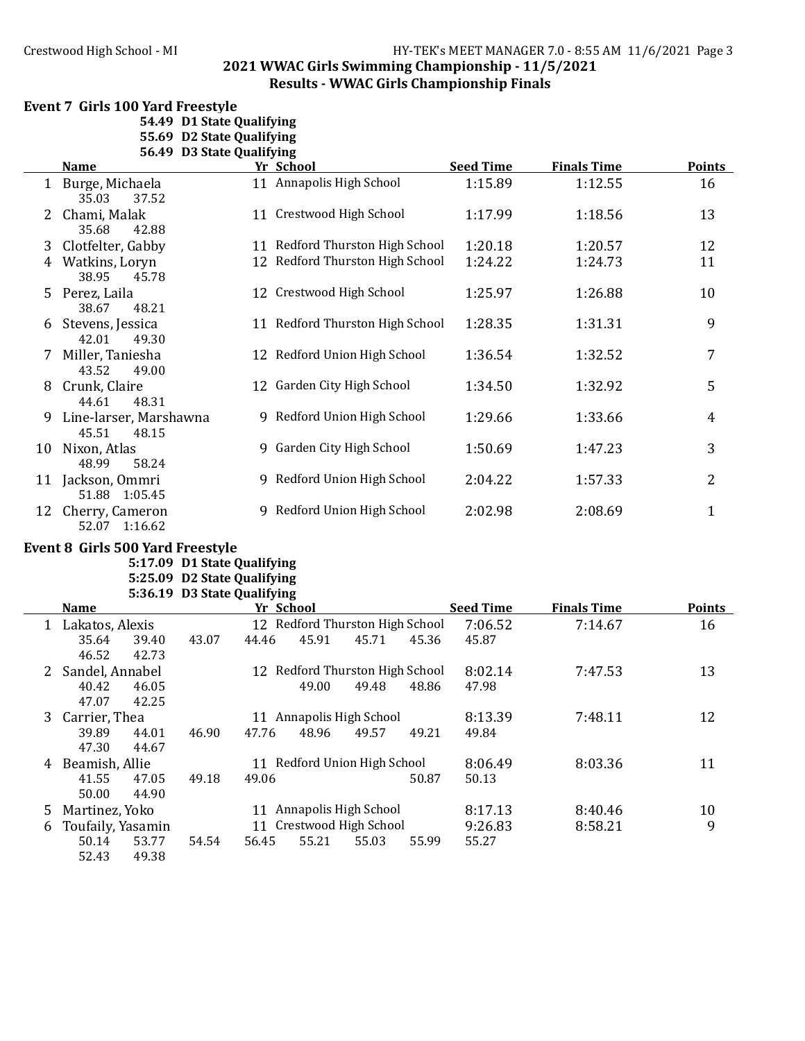## 2021 WWAC Girls Swimming Championship - 11/5/2021

### Results - WWAC Girls Championship Finals

**Event 7 Girls 100 Yard Freestyle**

**54.49 D1 State Qualifying**
**55.69 D2 State Qualifying**
**56.49 D3 State Qualifying**

| | Name | Yr | School | Seed Time | Finals Time | Points |
|---|---|---|---|---|---|---|
| 1 | Burge, Michaela | 11 | Annapolis High School | 1:15.89 | 1:12.55 | 16 |
| | 35.03 37.52 | | | | | |
| 2 | Chami, Malak | 11 | Crestwood High School | 1:17.99 | 1:18.56 | 13 |
| | 35.68 42.88 | | | | | |
| 3 | Clotfelter, Gabby | 11 | Redford Thurston High School | 1:20.18 | 1:20.57 | 12 |
| 4 | Watkins, Loryn | 12 | Redford Thurston High School | 1:24.22 | 1:24.73 | 11 |
| | 38.95 45.78 | | | | | |
| 5 | Perez, Laila | 12 | Crestwood High School | 1:25.97 | 1:26.88 | 10 |
| | 38.67 48.21 | | | | | |
| 6 | Stevens, Jessica | 11 | Redford Thurston High School | 1:28.35 | 1:31.31 | 9 |
| | 42.01 49.30 | | | | | |
| 7 | Miller, Taniesha | 12 | Redford Union High School | 1:36.54 | 1:32.52 | 7 |
| | 43.52 49.00 | | | | | |
| 8 | Crunk, Claire | 12 | Garden City High School | 1:34.50 | 1:32.92 | 5 |
| | 44.61 48.31 | | | | | |
| 9 | Line-larser, Marshawna | 9 | Redford Union High School | 1:29.66 | 1:33.66 | 4 |
| | 45.51 48.15 | | | | | |
| 10 | Nixon, Atlas | 9 | Garden City High School | 1:50.69 | 1:47.23 | 3 |
| | 48.99 58.24 | | | | | |
| 11 | Jackson, Ommri | 9 | Redford Union High School | 2:04.22 | 1:57.33 | 2 |
| | 51.88 1:05.45 | | | | | |
| 12 | Cherry, Cameron | 9 | Redford Union High School | 2:02.98 | 2:08.69 | 1 |
| | 52.07 1:16.62 | | | | | |

**Event 8 Girls 500 Yard Freestyle**

**5:17.09 D1 State Qualifying**
**5:25.09 D2 State Qualifying**
**5:36.19 D3 State Qualifying**

| | Name | Yr | School | Seed Time | Finals Time | Points |
|---|---|---|---|---|---|---|
| 1 | Lakatos, Alexis | 12 | Redford Thurston High School | 7:06.52 | 7:14.67 | 16 |
| | 35.64 39.40 43.07 44.46 45.91 45.71 45.36 45.87 | | | | | |
| | 46.52 42.73 | | | | | |
| 2 | Sandel, Annabel | 12 | Redford Thurston High School | 8:02.14 | 7:47.53 | 13 |
| | 40.42 46.05 49.00 49.48 48.86 47.98 | | | | | |
| | 47.07 42.25 | | | | | |
| 3 | Carrier, Thea | 11 | Annapolis High School | 8:13.39 | 7:48.11 | 12 |
| | 39.89 44.01 46.90 47.76 48.96 49.57 49.21 49.84 | | | | | |
| | 47.30 44.67 | | | | | |
| 4 | Beamish, Allie | 11 | Redford Union High School | 8:06.49 | 8:03.36 | 11 |
| | 41.55 47.05 49.18 49.06 50.87 50.13 | | | | | |
| | 50.00 44.90 | | | | | |
| 5 | Martinez, Yoko | 11 | Annapolis High School | 8:17.13 | 8:40.46 | 10 |
| 6 | Toufaily, Yasamin | 11 | Crestwood High School | 9:26.83 | 8:58.21 | 9 |
| | 50.14 53.77 54.54 56.45 55.21 55.03 55.99 55.27 | | | | | |
| | 52.43 49.38 | | | | | |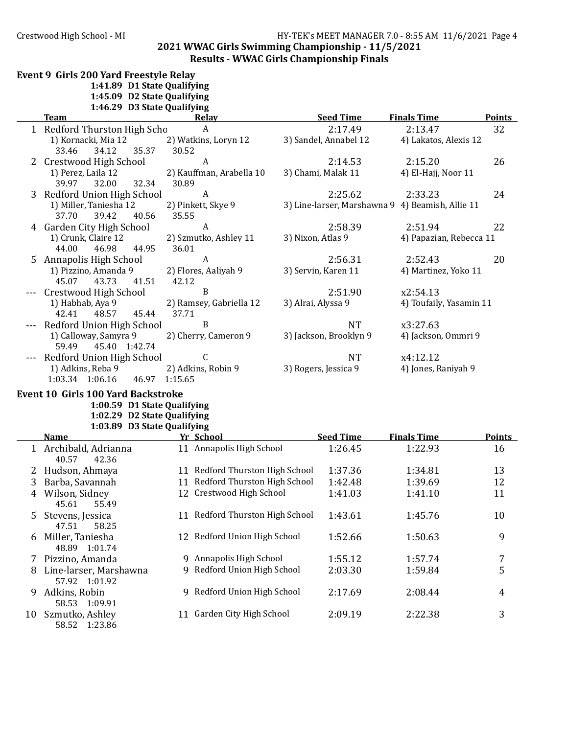## 2021 WWAC Girls Swimming Championship - 11/5/2021

### Results - WWAC Girls Championship Finals

### Event 9 Girls 200 Yard Freestyle Relay

**1:41.89 D1 State Qualifying**
**1:45.09 D2 State Qualifying**
**1:46.29 D3 State Qualifying**

| | Team | Relay | Seed Time | Finals Time | Points |
|---|---|---|---|---|---|
| 1 | Redford Thurston High Scho | A | 2:17.49 | 2:13.47 | 32 |
| | 1) Kornacki, Mia 12 | 2) Watkins, Loryn 12 | 3) Sandel, Annabel 12 | 4) Lakatos, Alexis 12 | |
| | 33.46 34.12 35.37 30.52 | | | | |
| 2 | Crestwood High School | A | 2:14.53 | 2:15.20 | 26 |
| | 1) Perez, Laila 12 | 2) Kauffman, Arabella 10 | 3) Chami, Malak 11 | 4) El-Hajj, Noor 11 | |
| | 39.97 32.00 32.34 30.89 | | | | |
| 3 | Redford Union High School | A | 2:25.62 | 2:33.23 | 24 |
| | 1) Miller, Taniesha 12 | 2) Pinkett, Skye 9 | 3) Line-larser, Marshawna 9 | 4) Beamish, Allie 11 | |
| | 37.70 39.42 40.56 35.55 | | | | |
| 4 | Garden City High School | A | 2:58.39 | 2:51.94 | 22 |
| | 1) Crunk, Claire 12 | 2) Szmutko, Ashley 11 | 3) Nixon, Atlas 9 | 4) Papazian, Rebecca 11 | |
| | 44.00 46.98 44.95 36.01 | | | | |
| 5 | Annapolis High School | A | 2:56.31 | 2:52.43 | 20 |
| | 1) Pizzino, Amanda 9 | 2) Flores, Aaliyah 9 | 3) Servin, Karen 11 | 4) Martinez, Yoko 11 | |
| | 45.07 43.73 41.51 42.12 | | | | |
| --- | Crestwood High School | B | 2:51.90 | x2:54.13 | |
| | 1) Habhab, Aya 9 | 2) Ramsey, Gabriella 12 | 3) Alrai, Alyssa 9 | 4) Toufaily, Yasamin 11 | |
| | 42.41 48.57 45.44 37.71 | | | | |
| --- | Redford Union High School | B | NT | x3:27.63 | |
| | 1) Calloway, Samyra 9 | 2) Cherry, Cameron 9 | 3) Jackson, Brooklyn 9 | 4) Jackson, Ommri 9 | |
| | 59.49 45.40 1:42.74 | | | | |
| --- | Redford Union High School | C | NT | x4:12.12 | |
| | 1) Adkins, Reba 9 | 2) Adkins, Robin 9 | 3) Rogers, Jessica 9 | 4) Jones, Raniyah 9 | |
| | 1:03.34 1:06.16 46.97 1:15.65 | | | | |

### Event 10 Girls 100 Yard Backstroke

**1:00.59 D1 State Qualifying**
**1:02.29 D2 State Qualifying**
**1:03.89 D3 State Qualifying**

| | Name | Yr | School | Seed Time | Finals Time | Points |
|---|---|---|---|---|---|---|
| 1 | Archibald, Adrianna | 11 | Annapolis High School | 1:26.45 | 1:22.93 | 16 |
| | 40.57 42.36 | | | | | |
| 2 | Hudson, Ahmaya | 11 | Redford Thurston High School | 1:37.36 | 1:34.81 | 13 |
| 3 | Barba, Savannah | 11 | Redford Thurston High School | 1:42.48 | 1:39.69 | 12 |
| 4 | Wilson, Sidney | 12 | Crestwood High School | 1:41.03 | 1:41.10 | 11 |
| | 45.61 55.49 | | | | | |
| 5 | Stevens, Jessica | 11 | Redford Thurston High School | 1:43.61 | 1:45.76 | 10 |
| | 47.51 58.25 | | | | | |
| 6 | Miller, Taniesha | 12 | Redford Union High School | 1:52.66 | 1:50.63 | 9 |
| | 48.89 1:01.74 | | | | | |
| 7 | Pizzino, Amanda | 9 | Annapolis High School | 1:55.12 | 1:57.74 | 7 |
| 8 | Line-larser, Marshawna | 9 | Redford Union High School | 2:03.30 | 1:59.84 | 5 |
| | 57.92 1:01.92 | | | | | |
| 9 | Adkins, Robin | 9 | Redford Union High School | 2:17.69 | 2:08.44 | 4 |
| | 58.53 1:09.91 | | | | | |
| 10 | Szmutko, Ashley | 11 | Garden City High School | 2:09.19 | 2:22.38 | 3 |
| | 58.52 1:23.86 | | | | | |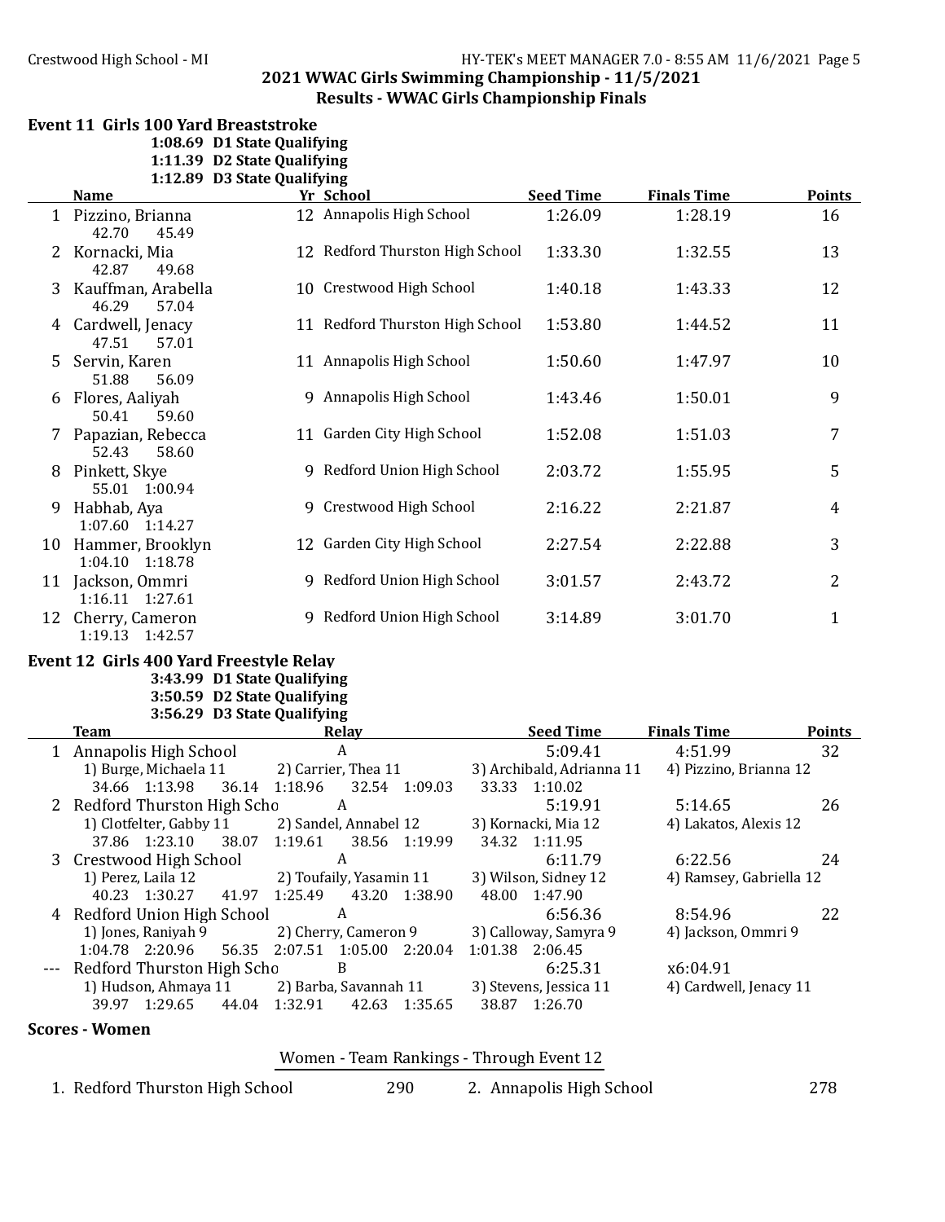## 2021 WWAC Girls Swimming Championship - 11/5/2021

### Results - WWAC Girls Championship Finals

#### Event 11 Girls 100 Yard Breaststroke

1:08.69 D1 State Qualifying
1:11.39 D2 State Qualifying
1:12.89 D3 State Qualifying

| | Name | Yr | School | Seed Time | Finals Time | Points |
|---|---|---|---|---|---|---|
| 1 | Pizzino, Brianna | 12 | Annapolis High School | 1:26.09 | 1:28.19 | 16 |
| | 42.70 45.49 | | | | | |
| 2 | Kornacki, Mia | 12 | Redford Thurston High School | 1:33.30 | 1:32.55 | 13 |
| | 42.87 49.68 | | | | | |
| 3 | Kauffman, Arabella | 10 | Crestwood High School | 1:40.18 | 1:43.33 | 12 |
| | 46.29 57.04 | | | | | |
| 4 | Cardwell, Jenacy | 11 | Redford Thurston High School | 1:53.80 | 1:44.52 | 11 |
| | 47.51 57.01 | | | | | |
| 5 | Servin, Karen | 11 | Annapolis High School | 1:50.60 | 1:47.97 | 10 |
| | 51.88 56.09 | | | | | |
| 6 | Flores, Aaliyah | 9 | Annapolis High School | 1:43.46 | 1:50.01 | 9 |
| | 50.41 59.60 | | | | | |
| 7 | Papazian, Rebecca | 11 | Garden City High School | 1:52.08 | 1:51.03 | 7 |
| | 52.43 58.60 | | | | | |
| 8 | Pinkett, Skye | 9 | Redford Union High School | 2:03.72 | 1:55.95 | 5 |
| | 55.01 1:00.94 | | | | | |
| 9 | Habhab, Aya | 9 | Crestwood High School | 2:16.22 | 2:21.87 | 4 |
| | 1:07.60 1:14.27 | | | | | |
| 10 | Hammer, Brooklyn | 12 | Garden City High School | 2:27.54 | 2:22.88 | 3 |
| | 1:04.10 1:18.78 | | | | | |
| 11 | Jackson, Ommri | 9 | Redford Union High School | 3:01.57 | 2:43.72 | 2 |
| | 1:16.11 1:27.61 | | | | | |
| 12 | Cherry, Cameron | 9 | Redford Union High School | 3:14.89 | 3:01.70 | 1 |
| | 1:19.13 1:42.57 | | | | | |

#### Event 12 Girls 400 Yard Freestyle Relay

3:43.99 D1 State Qualifying
3:50.59 D2 State Qualifying
3:56.29 D3 State Qualifying

| | Team | Relay | Seed Time | Finals Time | Points |
|---|---|---|---|---|---|
| 1 | Annapolis High School | A | 5:09.41 | 4:51.99 | 32 |
| | 1) Burge, Michaela 11 / 2) Carrier, Thea 11 / 3) Archibald, Adrianna 11 / 4) Pizzino, Brianna 12 | | | | |
| | 34.66 1:13.98 / 36.14 1:18.96 / 32.54 1:09.03 / 33.33 1:10.02 | | | | |
| 2 | Redford Thurston High Scho | A | 5:19.91 | 5:14.65 | 26 |
| | 1) Clotfelter, Gabby 11 / 2) Sandel, Annabel 12 / 3) Kornacki, Mia 12 / 4) Lakatos, Alexis 12 | | | | |
| | 37.86 1:23.10 / 38.07 1:19.61 / 38.56 1:19.99 / 34.32 1:11.95 | | | | |
| 3 | Crestwood High School | A | 6:11.79 | 6:22.56 | 24 |
| | 1) Perez, Laila 12 / 2) Toufaily, Yasamin 11 / 3) Wilson, Sidney 12 / 4) Ramsey, Gabriella 12 | | | | |
| | 40.23 1:30.27 / 41.97 1:25.49 / 43.20 1:38.90 / 48.00 1:47.90 | | | | |
| 4 | Redford Union High School | A | 6:56.36 | 8:54.96 | 22 |
| | 1) Jones, Raniyah 9 / 2) Cherry, Cameron 9 / 3) Calloway, Samyra 9 / 4) Jackson, Ommri 9 | | | | |
| | 1:04.78 2:20.96 / 56.35 2:07.51 / 1:05.00 2:20.04 / 1:01.38 2:06.45 | | | | |
| --- | Redford Thurston High Scho | B | 6:25.31 | x6:04.91 | |
| | 1) Hudson, Ahmaya 11 / 2) Barba, Savannah 11 / 3) Stevens, Jessica 11 / 4) Cardwell, Jenacy 11 | | | | |
| | 39.97 1:29.65 / 44.04 1:32.91 / 42.63 1:35.65 / 38.87 1:26.70 | | | | |

### Scores - Women

Women - Team Rankings - Through Event 12

| | Team | Points | | Team | Points |
|---|---|---|---|---|---|
| 1. | Redford Thurston High School | 290 | 2. | Annapolis High School | 278 |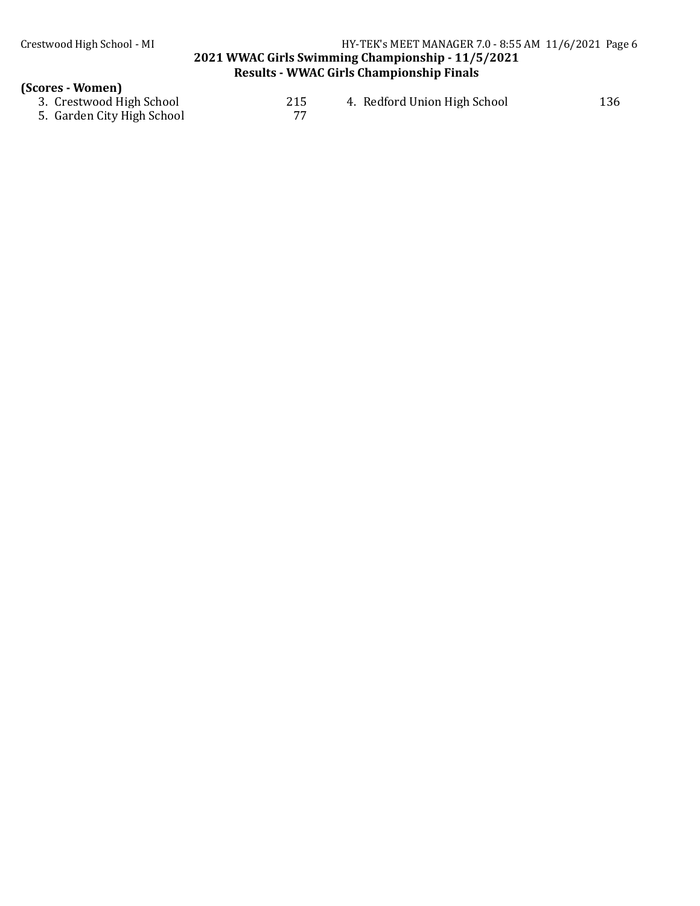**(Scores - Women)**

| | | | |
|---|---|---|---|
| 3. Crestwood High School | 215 | 4. Redford Union High School | 136 |
| 5. Garden City High School | 77 | | |